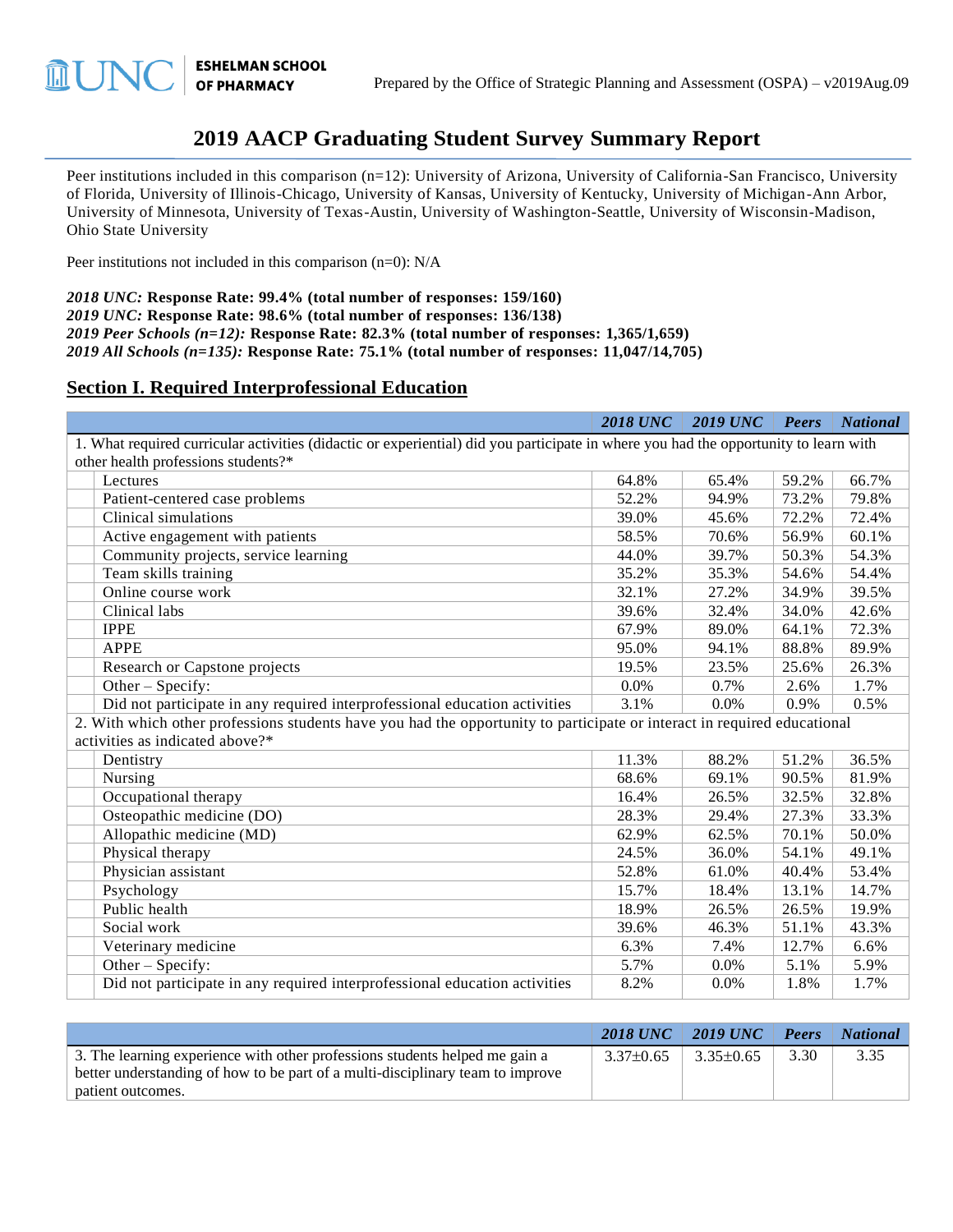Prepared by the Office of Strategic Planning and Assessment (OSPA) – v2019Aug.09

# 2019 AACP Graduating Student Survey Summary Report

Peer institutions included in this comparison (n=12): University of Arizona, University of California-San Francisco, University of Florida, University of Illinois-Chicago, University of Kansas, University of Kentucky, University of Michigan-Ann Arbor, University of Minnesota, University of Texas-Austin, University of Washington-Seattle, University of Wisconsin-Madison, Ohio State University

Peer institutions not included in this comparison (n=0): N/A

***2018 UNC:*** **Response Rate: 99.4% (total number of responses: 159/160)**
***2019 UNC:*** **Response Rate: 98.6% (total number of responses: 136/138)**
***2019 Peer Schools (n=12):*** **Response Rate: 82.3% (total number of responses: 1,365/1,659)**
***2019 All Schools (n=135):*** **Response Rate: 75.1% (total number of responses: 11,047/14,705)**

## Section I. Required Interprofessional Education

| | *2018 UNC* | *2019 UNC* | *Peers* | *National* |
|---|---|---|---|---|
| 1. What required curricular activities (didactic or experiential) did you participate in where you had the opportunity to learn with other health professions students?* | | | | |
| Lectures | 64.8% | 65.4% | 59.2% | 66.7% |
| Patient-centered case problems | 52.2% | 94.9% | 73.2% | 79.8% |
| Clinical simulations | 39.0% | 45.6% | 72.2% | 72.4% |
| Active engagement with patients | 58.5% | 70.6% | 56.9% | 60.1% |
| Community projects, service learning | 44.0% | 39.7% | 50.3% | 54.3% |
| Team skills training | 35.2% | 35.3% | 54.6% | 54.4% |
| Online course work | 32.1% | 27.2% | 34.9% | 39.5% |
| Clinical labs | 39.6% | 32.4% | 34.0% | 42.6% |
| IPPE | 67.9% | 89.0% | 64.1% | 72.3% |
| APPE | 95.0% | 94.1% | 88.8% | 89.9% |
| Research or Capstone projects | 19.5% | 23.5% | 25.6% | 26.3% |
| Other – Specify: | 0.0% | 0.7% | 2.6% | 1.7% |
| Did not participate in any required interprofessional education activities | 3.1% | 0.0% | 0.9% | 0.5% |
| 2. With which other professions students have you had the opportunity to participate or interact in required educational activities as indicated above?* | | | | |
| Dentistry | 11.3% | 88.2% | 51.2% | 36.5% |
| Nursing | 68.6% | 69.1% | 90.5% | 81.9% |
| Occupational therapy | 16.4% | 26.5% | 32.5% | 32.8% |
| Osteopathic medicine (DO) | 28.3% | 29.4% | 27.3% | 33.3% |
| Allopathic medicine (MD) | 62.9% | 62.5% | 70.1% | 50.0% |
| Physical therapy | 24.5% | 36.0% | 54.1% | 49.1% |
| Physician assistant | 52.8% | 61.0% | 40.4% | 53.4% |
| Psychology | 15.7% | 18.4% | 13.1% | 14.7% |
| Public health | 18.9% | 26.5% | 26.5% | 19.9% |
| Social work | 39.6% | 46.3% | 51.1% | 43.3% |
| Veterinary medicine | 6.3% | 7.4% | 12.7% | 6.6% |
| Other – Specify: | 5.7% | 0.0% | 5.1% | 5.9% |
| Did not participate in any required interprofessional education activities | 8.2% | 0.0% | 1.8% | 1.7% |

| | *2018 UNC* | *2019 UNC* | *Peers* | *National* |
|---|---|---|---|---|
| 3. The learning experience with other professions students helped me gain a better understanding of how to be part of a multi-disciplinary team to improve patient outcomes. | 3.37±0.65 | 3.35±0.65 | 3.30 | 3.35 |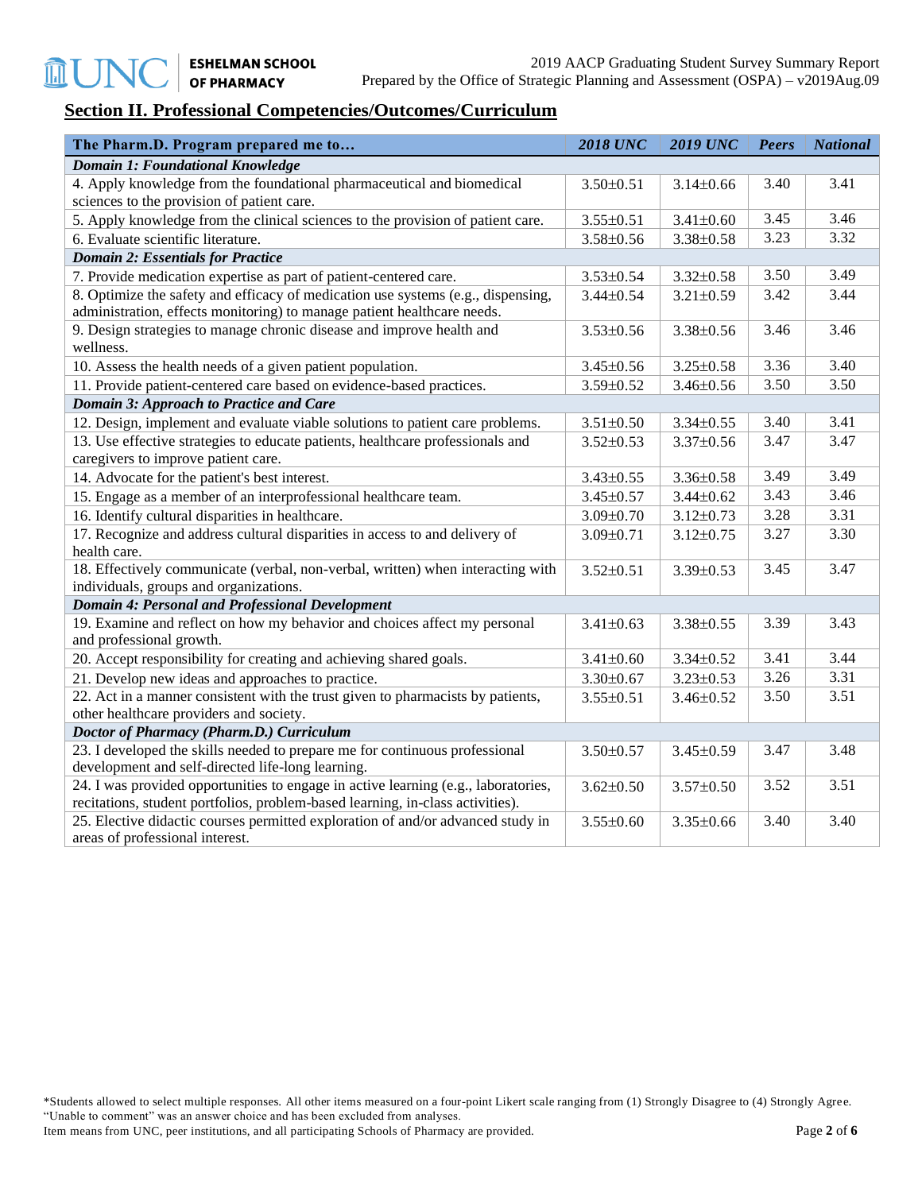## Section II. Professional Competencies/Outcomes/Curriculum

| The Pharm.D. Program prepared me to… | *2018 UNC* | *2019 UNC* | *Peers* | *National* |
|---|---|---|---|---|
| ***Domain 1: Foundational Knowledge*** | | | | |
| 4. Apply knowledge from the foundational pharmaceutical and biomedical sciences to the provision of patient care. | 3.50±0.51 | 3.14±0.66 | 3.40 | 3.41 |
| 5. Apply knowledge from the clinical sciences to the provision of patient care. | 3.55±0.51 | 3.41±0.60 | 3.45 | 3.46 |
| 6. Evaluate scientific literature. | 3.58±0.56 | 3.38±0.58 | 3.23 | 3.32 |
| ***Domain 2: Essentials for Practice*** | | | | |
| 7. Provide medication expertise as part of patient-centered care. | 3.53±0.54 | 3.32±0.58 | 3.50 | 3.49 |
| 8. Optimize the safety and efficacy of medication use systems (e.g., dispensing, administration, effects monitoring) to manage patient healthcare needs. | 3.44±0.54 | 3.21±0.59 | 3.42 | 3.44 |
| 9. Design strategies to manage chronic disease and improve health and wellness. | 3.53±0.56 | 3.38±0.56 | 3.46 | 3.46 |
| 10. Assess the health needs of a given patient population. | 3.45±0.56 | 3.25±0.58 | 3.36 | 3.40 |
| 11. Provide patient-centered care based on evidence-based practices. | 3.59±0.52 | 3.46±0.56 | 3.50 | 3.50 |
| ***Domain 3: Approach to Practice and Care*** | | | | |
| 12. Design, implement and evaluate viable solutions to patient care problems. | 3.51±0.50 | 3.34±0.55 | 3.40 | 3.41 |
| 13. Use effective strategies to educate patients, healthcare professionals and caregivers to improve patient care. | 3.52±0.53 | 3.37±0.56 | 3.47 | 3.47 |
| 14. Advocate for the patient's best interest. | 3.43±0.55 | 3.36±0.58 | 3.49 | 3.49 |
| 15. Engage as a member of an interprofessional healthcare team. | 3.45±0.57 | 3.44±0.62 | 3.43 | 3.46 |
| 16. Identify cultural disparities in healthcare. | 3.09±0.70 | 3.12±0.73 | 3.28 | 3.31 |
| 17. Recognize and address cultural disparities in access to and delivery of health care. | 3.09±0.71 | 3.12±0.75 | 3.27 | 3.30 |
| 18. Effectively communicate (verbal, non-verbal, written) when interacting with individuals, groups and organizations. | 3.52±0.51 | 3.39±0.53 | 3.45 | 3.47 |
| ***Domain 4: Personal and Professional Development*** | | | | |
| 19. Examine and reflect on how my behavior and choices affect my personal and professional growth. | 3.41±0.63 | 3.38±0.55 | 3.39 | 3.43 |
| 20. Accept responsibility for creating and achieving shared goals. | 3.41±0.60 | 3.34±0.52 | 3.41 | 3.44 |
| 21. Develop new ideas and approaches to practice. | 3.30±0.67 | 3.23±0.53 | 3.26 | 3.31 |
| 22. Act in a manner consistent with the trust given to pharmacists by patients, other healthcare providers and society. | 3.55±0.51 | 3.46±0.52 | 3.50 | 3.51 |
| ***Doctor of Pharmacy (Pharm.D.) Curriculum*** | | | | |
| 23. I developed the skills needed to prepare me for continuous professional development and self-directed life-long learning. | 3.50±0.57 | 3.45±0.59 | 3.47 | 3.48 |
| 24. I was provided opportunities to engage in active learning (e.g., laboratories, recitations, student portfolios, problem-based learning, in-class activities). | 3.62±0.50 | 3.57±0.50 | 3.52 | 3.51 |
| 25. Elective didactic courses permitted exploration of and/or advanced study in areas of professional interest. | 3.55±0.60 | 3.35±0.66 | 3.40 | 3.40 |

*Students allowed to select multiple responses. All other items measured on a four-point Likert scale ranging from (1) Strongly Disagree to (4) Strongly Agree. "Unable to comment" was an answer choice and has been excluded from analyses.
Item means from UNC, peer institutions, and all participating Schools of Pharmacy are provided.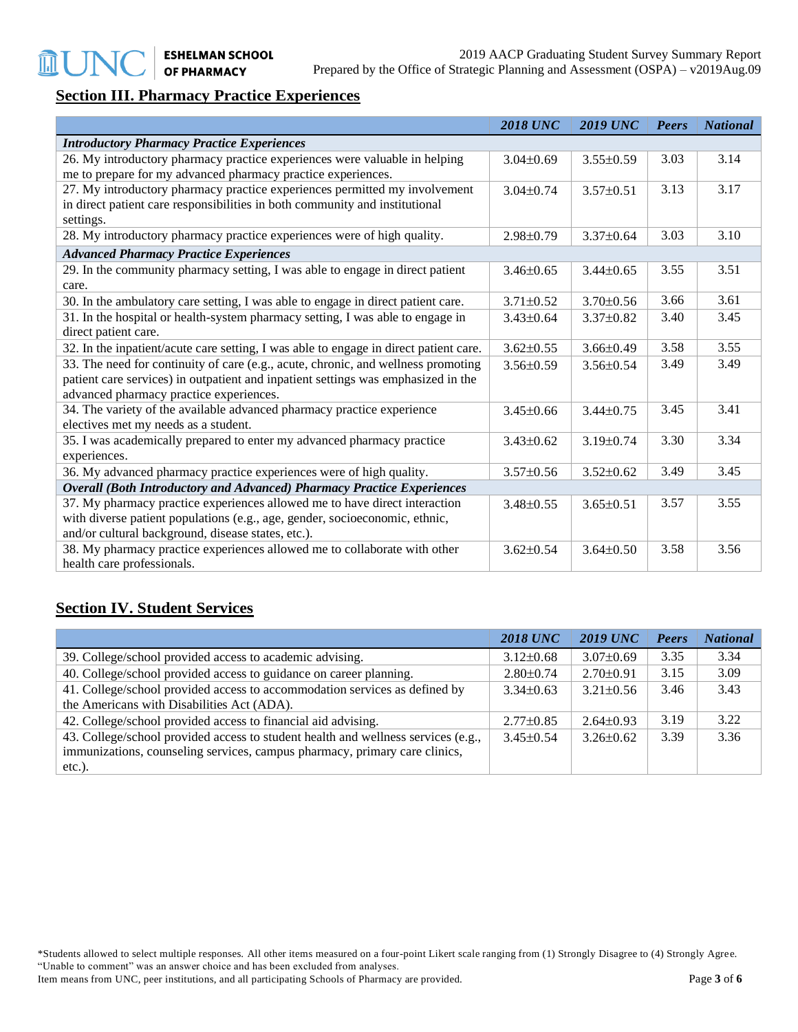## Section III. Pharmacy Practice Experiences

| | *2018 UNC* | *2019 UNC* | *Peers* | *National* |
|---|---|---|---|---|
| ***Introductory Pharmacy Practice Experiences*** | | | | |
| 26. My introductory pharmacy practice experiences were valuable in helping me to prepare for my advanced pharmacy practice experiences. | 3.04±0.69 | 3.55±0.59 | 3.03 | 3.14 |
| 27. My introductory pharmacy practice experiences permitted my involvement in direct patient care responsibilities in both community and institutional settings. | 3.04±0.74 | 3.57±0.51 | 3.13 | 3.17 |
| 28. My introductory pharmacy practice experiences were of high quality. | 2.98±0.79 | 3.37±0.64 | 3.03 | 3.10 |
| ***Advanced Pharmacy Practice Experiences*** | | | | |
| 29. In the community pharmacy setting, I was able to engage in direct patient care. | 3.46±0.65 | 3.44±0.65 | 3.55 | 3.51 |
| 30. In the ambulatory care setting, I was able to engage in direct patient care. | 3.71±0.52 | 3.70±0.56 | 3.66 | 3.61 |
| 31. In the hospital or health-system pharmacy setting, I was able to engage in direct patient care. | 3.43±0.64 | 3.37±0.82 | 3.40 | 3.45 |
| 32. In the inpatient/acute care setting, I was able to engage in direct patient care. | 3.62±0.55 | 3.66±0.49 | 3.58 | 3.55 |
| 33. The need for continuity of care (e.g., acute, chronic, and wellness promoting patient care services) in outpatient and inpatient settings was emphasized in the advanced pharmacy practice experiences. | 3.56±0.59 | 3.56±0.54 | 3.49 | 3.49 |
| 34. The variety of the available advanced pharmacy practice experience electives met my needs as a student. | 3.45±0.66 | 3.44±0.75 | 3.45 | 3.41 |
| 35. I was academically prepared to enter my advanced pharmacy practice experiences. | 3.43±0.62 | 3.19±0.74 | 3.30 | 3.34 |
| 36. My advanced pharmacy practice experiences were of high quality. | 3.57±0.56 | 3.52±0.62 | 3.49 | 3.45 |
| ***Overall (Both Introductory and Advanced) Pharmacy Practice Experiences*** | | | | |
| 37. My pharmacy practice experiences allowed me to have direct interaction with diverse patient populations (e.g., age, gender, socioeconomic, ethnic, and/or cultural background, disease states, etc.). | 3.48±0.55 | 3.65±0.51 | 3.57 | 3.55 |
| 38. My pharmacy practice experiences allowed me to collaborate with other health care professionals. | 3.62±0.54 | 3.64±0.50 | 3.58 | 3.56 |

## Section IV. Student Services

| | *2018 UNC* | *2019 UNC* | *Peers* | *National* |
|---|---|---|---|---|
| 39. College/school provided access to academic advising. | 3.12±0.68 | 3.07±0.69 | 3.35 | 3.34 |
| 40. College/school provided access to guidance on career planning. | 2.80±0.74 | 2.70±0.91 | 3.15 | 3.09 |
| 41. College/school provided access to accommodation services as defined by the Americans with Disabilities Act (ADA). | 3.34±0.63 | 3.21±0.56 | 3.46 | 3.43 |
| 42. College/school provided access to financial aid advising. | 2.77±0.85 | 2.64±0.93 | 3.19 | 3.22 |
| 43. College/school provided access to student health and wellness services (e.g., immunizations, counseling services, campus pharmacy, primary care clinics, etc.). | 3.45±0.54 | 3.26±0.62 | 3.39 | 3.36 |

*Students allowed to select multiple responses. All other items measured on a four-point Likert scale ranging from (1) Strongly Disagree to (4) Strongly Agree. "Unable to comment" was an answer choice and has been excluded from analyses.
Item means from UNC, peer institutions, and all participating Schools of Pharmacy are provided.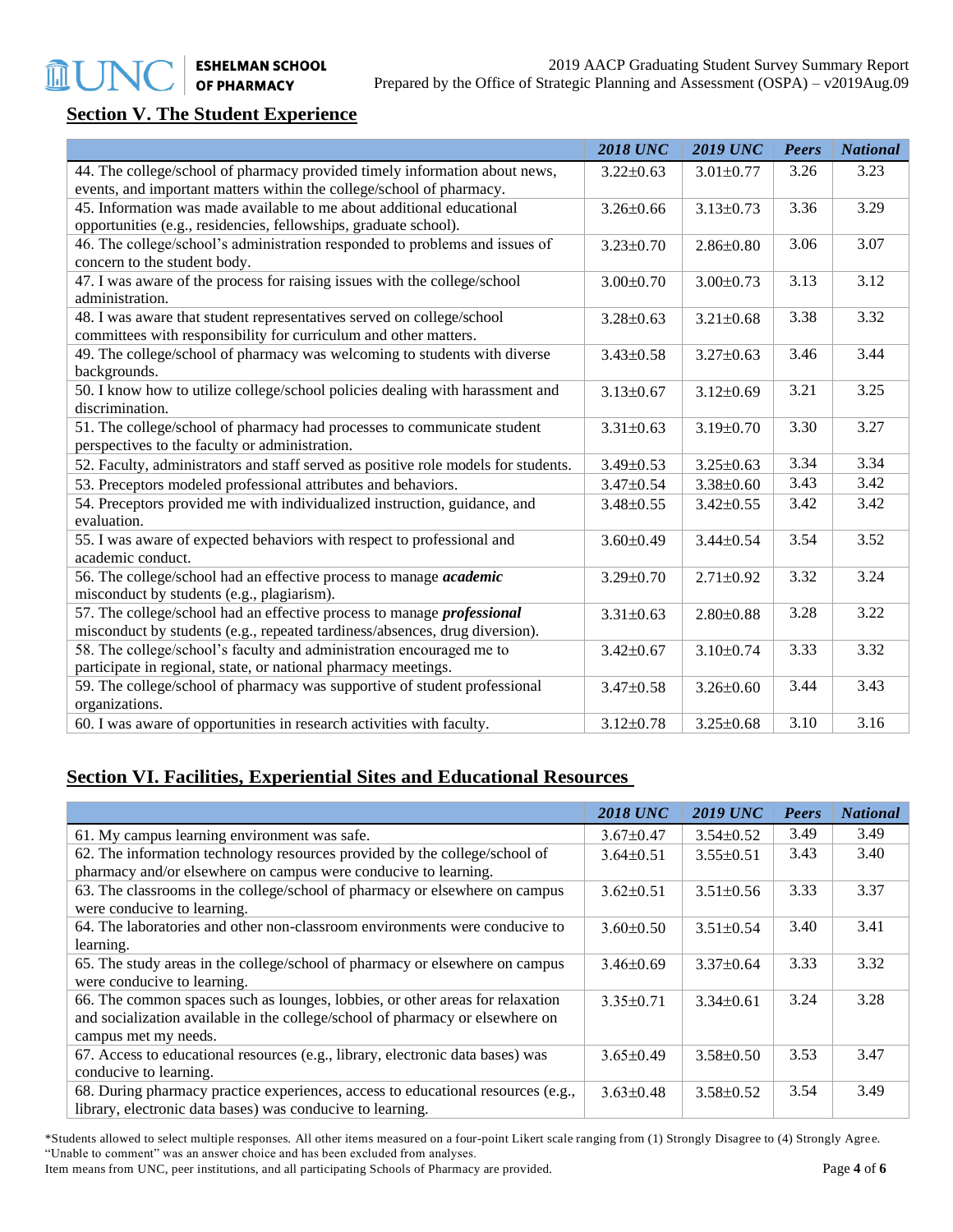## Section V. The Student Experience

| | *2018 UNC* | *2019 UNC* | *Peers* | *National* |
|---|---|---|---|---|
| 44. The college/school of pharmacy provided timely information about news, events, and important matters within the college/school of pharmacy. | 3.22±0.63 | 3.01±0.77 | 3.26 | 3.23 |
| 45. Information was made available to me about additional educational opportunities (e.g., residencies, fellowships, graduate school). | 3.26±0.66 | 3.13±0.73 | 3.36 | 3.29 |
| 46. The college/school's administration responded to problems and issues of concern to the student body. | 3.23±0.70 | 2.86±0.80 | 3.06 | 3.07 |
| 47. I was aware of the process for raising issues with the college/school administration. | 3.00±0.70 | 3.00±0.73 | 3.13 | 3.12 |
| 48. I was aware that student representatives served on college/school committees with responsibility for curriculum and other matters. | 3.28±0.63 | 3.21±0.68 | 3.38 | 3.32 |
| 49. The college/school of pharmacy was welcoming to students with diverse backgrounds. | 3.43±0.58 | 3.27±0.63 | 3.46 | 3.44 |
| 50. I know how to utilize college/school policies dealing with harassment and discrimination. | 3.13±0.67 | 3.12±0.69 | 3.21 | 3.25 |
| 51. The college/school of pharmacy had processes to communicate student perspectives to the faculty or administration. | 3.31±0.63 | 3.19±0.70 | 3.30 | 3.27 |
| 52. Faculty, administrators and staff served as positive role models for students. | 3.49±0.53 | 3.25±0.63 | 3.34 | 3.34 |
| 53. Preceptors modeled professional attributes and behaviors. | 3.47±0.54 | 3.38±0.60 | 3.43 | 3.42 |
| 54. Preceptors provided me with individualized instruction, guidance, and evaluation. | 3.48±0.55 | 3.42±0.55 | 3.42 | 3.42 |
| 55. I was aware of expected behaviors with respect to professional and academic conduct. | 3.60±0.49 | 3.44±0.54 | 3.54 | 3.52 |
| 56. The college/school had an effective process to manage ***academic*** misconduct by students (e.g., plagiarism). | 3.29±0.70 | 2.71±0.92 | 3.32 | 3.24 |
| 57. The college/school had an effective process to manage ***professional*** misconduct by students (e.g., repeated tardiness/absences, drug diversion). | 3.31±0.63 | 2.80±0.88 | 3.28 | 3.22 |
| 58. The college/school's faculty and administration encouraged me to participate in regional, state, or national pharmacy meetings. | 3.42±0.67 | 3.10±0.74 | 3.33 | 3.32 |
| 59. The college/school of pharmacy was supportive of student professional organizations. | 3.47±0.58 | 3.26±0.60 | 3.44 | 3.43 |
| 60. I was aware of opportunities in research activities with faculty. | 3.12±0.78 | 3.25±0.68 | 3.10 | 3.16 |

## Section VI. Facilities, Experiential Sites and Educational Resources

| | *2018 UNC* | *2019 UNC* | *Peers* | *National* |
|---|---|---|---|---|
| 61. My campus learning environment was safe. | 3.67±0.47 | 3.54±0.52 | 3.49 | 3.49 |
| 62. The information technology resources provided by the college/school of pharmacy and/or elsewhere on campus were conducive to learning. | 3.64±0.51 | 3.55±0.51 | 3.43 | 3.40 |
| 63. The classrooms in the college/school of pharmacy or elsewhere on campus were conducive to learning. | 3.62±0.51 | 3.51±0.56 | 3.33 | 3.37 |
| 64. The laboratories and other non-classroom environments were conducive to learning. | 3.60±0.50 | 3.51±0.54 | 3.40 | 3.41 |
| 65. The study areas in the college/school of pharmacy or elsewhere on campus were conducive to learning. | 3.46±0.69 | 3.37±0.64 | 3.33 | 3.32 |
| 66. The common spaces such as lounges, lobbies, or other areas for relaxation and socialization available in the college/school of pharmacy or elsewhere on campus met my needs. | 3.35±0.71 | 3.34±0.61 | 3.24 | 3.28 |
| 67. Access to educational resources (e.g., library, electronic data bases) was conducive to learning. | 3.65±0.49 | 3.58±0.50 | 3.53 | 3.47 |
| 68. During pharmacy practice experiences, access to educational resources (e.g., library, electronic data bases) was conducive to learning. | 3.63±0.48 | 3.58±0.52 | 3.54 | 3.49 |

*Students allowed to select multiple responses. All other items measured on a four-point Likert scale ranging from (1) Strongly Disagree to (4) Strongly Agree. "Unable to comment" was an answer choice and has been excluded from analyses.
Item means from UNC, peer institutions, and all participating Schools of Pharmacy are provided.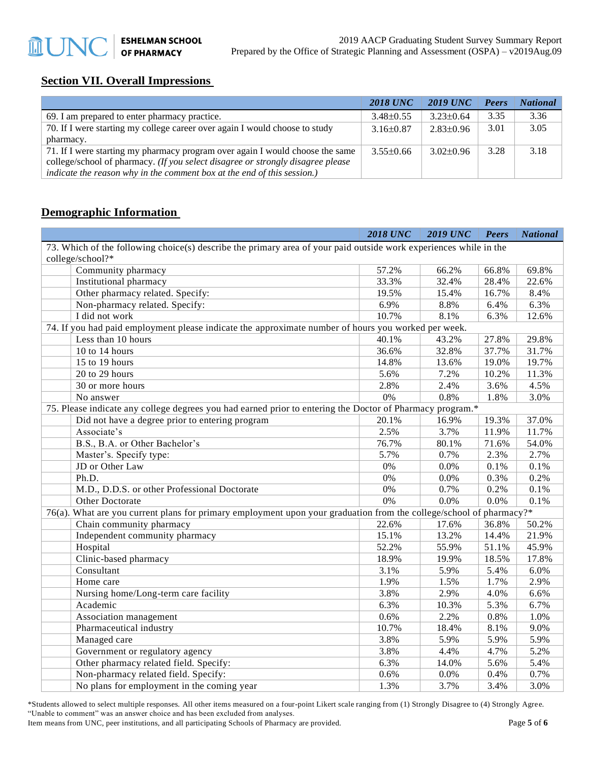## Section VII. Overall Impressions

| | *2018 UNC* | *2019 UNC* | *Peers* | *National* |
|---|---|---|---|---|
| 69. I am prepared to enter pharmacy practice. | 3.48±0.55 | 3.23±0.64 | 3.35 | 3.36 |
| 70. If I were starting my college career over again I would choose to study pharmacy. | 3.16±0.87 | 2.83±0.96 | 3.01 | 3.05 |
| 71. If I were starting my pharmacy program over again I would choose the same college/school of pharmacy. *(If you select disagree or strongly disagree please indicate the reason why in the comment box at the end of this session.)* | 3.55±0.66 | 3.02±0.96 | 3.28 | 3.18 |

## Demographic Information

| | *2018 UNC* | *2019 UNC* | *Peers* | *National* |
|---|---|---|---|---|
| 73. Which of the following choice(s) describe the primary area of your paid outside work experiences while in the college/school?* | | | | |
| Community pharmacy | 57.2% | 66.2% | 66.8% | 69.8% |
| Institutional pharmacy | 33.3% | 32.4% | 28.4% | 22.6% |
| Other pharmacy related. Specify: | 19.5% | 15.4% | 16.7% | 8.4% |
| Non-pharmacy related. Specify: | 6.9% | 8.8% | 6.4% | 6.3% |
| I did not work | 10.7% | 8.1% | 6.3% | 12.6% |
| 74. If you had paid employment please indicate the approximate number of hours you worked per week. | | | | |
| Less than 10 hours | 40.1% | 43.2% | 27.8% | 29.8% |
| 10 to 14 hours | 36.6% | 32.8% | 37.7% | 31.7% |
| 15 to 19 hours | 14.8% | 13.6% | 19.0% | 19.7% |
| 20 to 29 hours | 5.6% | 7.2% | 10.2% | 11.3% |
| 30 or more hours | 2.8% | 2.4% | 3.6% | 4.5% |
| No answer | 0% | 0.8% | 1.8% | 3.0% |
| 75. Please indicate any college degrees you had earned prior to entering the Doctor of Pharmacy program.* | | | | |
| Did not have a degree prior to entering program | 20.1% | 16.9% | 19.3% | 37.0% |
| Associate's | 2.5% | 3.7% | 11.9% | 11.7% |
| B.S., B.A. or Other Bachelor's | 76.7% | 80.1% | 71.6% | 54.0% |
| Master's. Specify type: | 5.7% | 0.7% | 2.3% | 2.7% |
| JD or Other Law | 0% | 0.0% | 0.1% | 0.1% |
| Ph.D. | 0% | 0.0% | 0.3% | 0.2% |
| M.D., D.D.S. or other Professional Doctorate | 0% | 0.7% | 0.2% | 0.1% |
| Other Doctorate | 0% | 0.0% | 0.0% | 0.1% |
| 76(a). What are you current plans for primary employment upon your graduation from the college/school of pharmacy?* | | | | |
| Chain community pharmacy | 22.6% | 17.6% | 36.8% | 50.2% |
| Independent community pharmacy | 15.1% | 13.2% | 14.4% | 21.9% |
| Hospital | 52.2% | 55.9% | 51.1% | 45.9% |
| Clinic-based pharmacy | 18.9% | 19.9% | 18.5% | 17.8% |
| Consultant | 3.1% | 5.9% | 5.4% | 6.0% |
| Home care | 1.9% | 1.5% | 1.7% | 2.9% |
| Nursing home/Long-term care facility | 3.8% | 2.9% | 4.0% | 6.6% |
| Academic | 6.3% | 10.3% | 5.3% | 6.7% |
| Association management | 0.6% | 2.2% | 0.8% | 1.0% |
| Pharmaceutical industry | 10.7% | 18.4% | 8.1% | 9.0% |
| Managed care | 3.8% | 5.9% | 5.9% | 5.9% |
| Government or regulatory agency | 3.8% | 4.4% | 4.7% | 5.2% |
| Other pharmacy related field. Specify: | 6.3% | 14.0% | 5.6% | 5.4% |
| Non-pharmacy related field. Specify: | 0.6% | 0.0% | 0.4% | 0.7% |
| No plans for employment in the coming year | 1.3% | 3.7% | 3.4% | 3.0% |

*Students allowed to select multiple responses. All other items measured on a four-point Likert scale ranging from (1) Strongly Disagree to (4) Strongly Agree. "Unable to comment" was an answer choice and has been excluded from analyses.
Item means from UNC, peer institutions, and all participating Schools of Pharmacy are provided.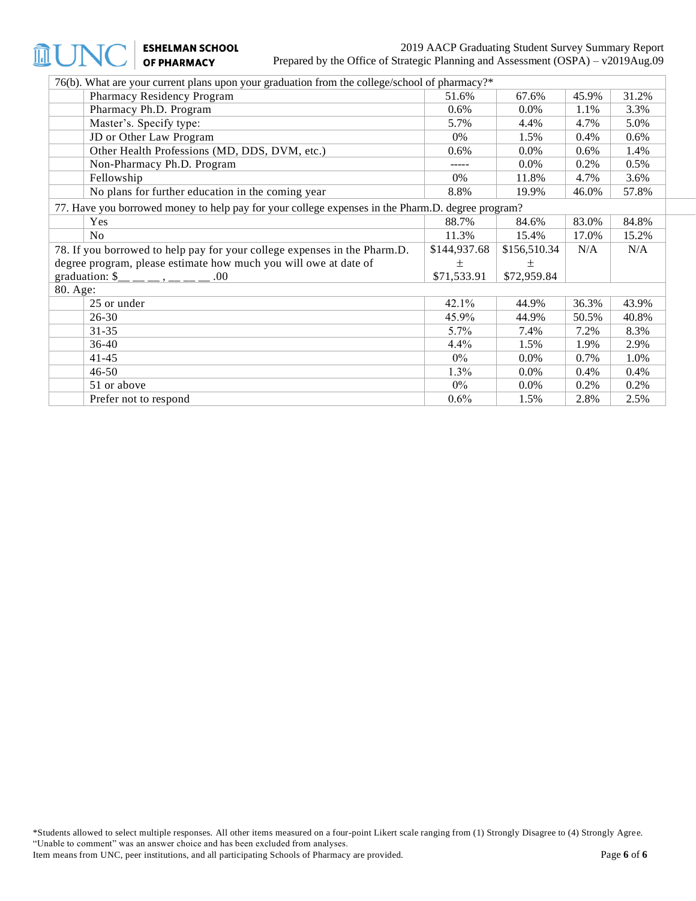| | | | | | |
|---|---|---|---|---|---|
| 76(b). What are your current plans upon your graduation from the college/school of pharmacy?* | | | | | |
| | Pharmacy Residency Program | 51.6% | 67.6% | 45.9% | 31.2% |
| | Pharmacy Ph.D. Program | 0.6% | 0.0% | 1.1% | 3.3% |
| | Master's. Specify type: | 5.7% | 4.4% | 4.7% | 5.0% |
| | JD or Other Law Program | 0% | 1.5% | 0.4% | 0.6% |
| | Other Health Professions (MD, DDS, DVM, etc.) | 0.6% | 0.0% | 0.6% | 1.4% |
| | Non-Pharmacy Ph.D. Program | ----- | 0.0% | 0.2% | 0.5% |
| | Fellowship | 0% | 11.8% | 4.7% | 3.6% |
| | No plans for further education in the coming year | 8.8% | 19.9% | 46.0% | 57.8% |
| 77. Have you borrowed money to help pay for your college expenses in the Pharm.D. degree program? | | | | | |
| | Yes | 88.7% | 84.6% | 83.0% | 84.8% |
| | No | 11.3% | 15.4% | 17.0% | 15.2% |
| 78. If you borrowed to help pay for your college expenses in the Pharm.D. degree program, please estimate how much you will owe at date of graduation: $__ __ __ , __ __ __ .00 | | $144,937.68 ± $71,533.91 | $156,510.34 ± $72,959.84 | N/A | N/A |
| 80. Age: | | | | | |
| | 25 or under | 42.1% | 44.9% | 36.3% | 43.9% |
| | 26-30 | 45.9% | 44.9% | 50.5% | 40.8% |
| | 31-35 | 5.7% | 7.4% | 7.2% | 8.3% |
| | 36-40 | 4.4% | 1.5% | 1.9% | 2.9% |
| | 41-45 | 0% | 0.0% | 0.7% | 1.0% |
| | 46-50 | 1.3% | 0.0% | 0.4% | 0.4% |
| | 51 or above | 0% | 0.0% | 0.2% | 0.2% |
| | Prefer not to respond | 0.6% | 1.5% | 2.8% | 2.5% |

*Students allowed to select multiple responses. All other items measured on a four-point Likert scale ranging from (1) Strongly Disagree to (4) Strongly Agree.
"Unable to comment" was an answer choice and has been excluded from analyses.
Item means from UNC, peer institutions, and all participating Schools of Pharmacy are provided.